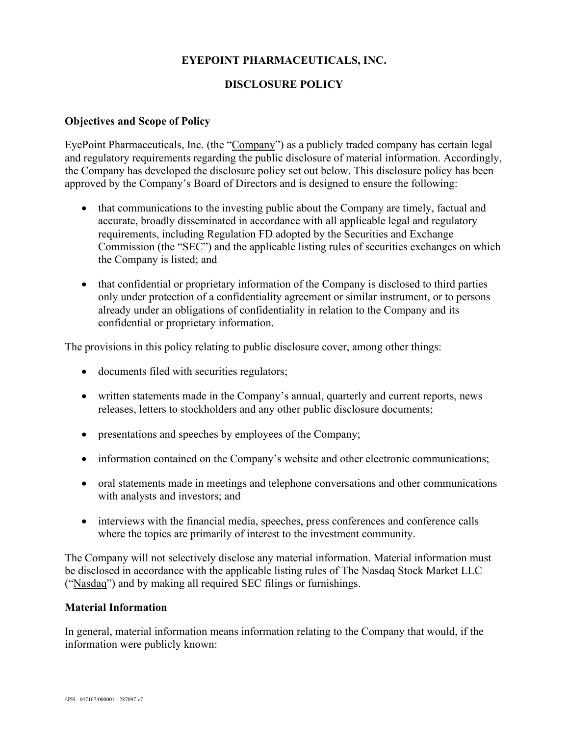# EYEPOINT PHARMACEUTICALS, INC.

## DISCLOSURE POLICY

### Objectives and Scope of Policy

EyePoint Pharmaceuticals, Inc. (the "Company") as a publicly traded company has certain legal and regulatory requirements regarding the public disclosure of material information. Accordingly, the Company has developed the disclosure policy set out below. This disclosure policy has been approved by the Company's Board of Directors and is designed to ensure the following:

- that communications to the investing public about the Company are timely, factual and accurate, broadly disseminated in accordance with all applicable legal and regulatory requirements, including Regulation FD adopted by the Securities and Exchange Commission (the "SEC") and the applicable listing rules of securities exchanges on which the Company is listed; and

- that confidential or proprietary information of the Company is disclosed to third parties only under protection of a confidentiality agreement or similar instrument, or to persons already under an obligations of confidentiality in relation to the Company and its confidential or proprietary information.

The provisions in this policy relating to public disclosure cover, among other things:

- documents filed with securities regulators;

- written statements made in the Company's annual, quarterly and current reports, news releases, letters to stockholders and any other public disclosure documents;

- presentations and speeches by employees of the Company;

- information contained on the Company's website and other electronic communications;

- oral statements made in meetings and telephone conversations and other communications with analysts and investors; and

- interviews with the financial media, speeches, press conferences and conference calls where the topics are primarily of interest to the investment community.

The Company will not selectively disclose any material information. Material information must be disclosed in accordance with the applicable listing rules of The Nasdaq Stock Market LLC ("Nasdaq") and by making all required SEC filings or furnishings.

### Material Information

In general, material information means information relating to the Company that would, if the information were publicly known: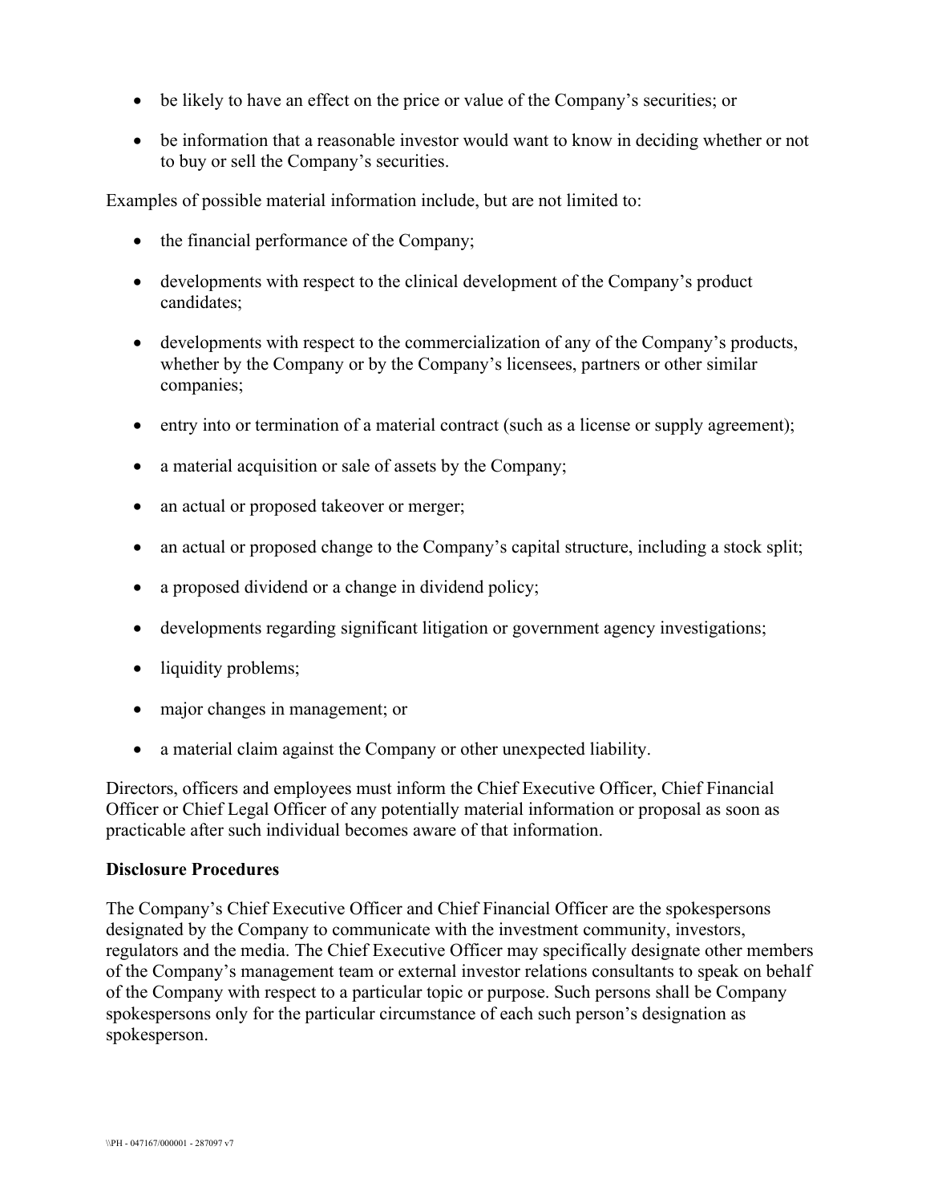- be likely to have an effect on the price or value of the Company's securities; or
- be information that a reasonable investor would want to know in deciding whether or not to buy or sell the Company's securities.

Examples of possible material information include, but are not limited to:

- the financial performance of the Company;
- developments with respect to the clinical development of the Company's product candidates;
- developments with respect to the commercialization of any of the Company's products, whether by the Company or by the Company's licensees, partners or other similar companies;
- entry into or termination of a material contract (such as a license or supply agreement);
- a material acquisition or sale of assets by the Company;
- an actual or proposed takeover or merger;
- an actual or proposed change to the Company's capital structure, including a stock split;
- a proposed dividend or a change in dividend policy;
- developments regarding significant litigation or government agency investigations;
- liquidity problems;
- major changes in management; or
- a material claim against the Company or other unexpected liability.

Directors, officers and employees must inform the Chief Executive Officer, Chief Financial Officer or Chief Legal Officer of any potentially material information or proposal as soon as practicable after such individual becomes aware of that information.

**Disclosure Procedures**

The Company's Chief Executive Officer and Chief Financial Officer are the spokespersons designated by the Company to communicate with the investment community, investors, regulators and the media. The Chief Executive Officer may specifically designate other members of the Company's management team or external investor relations consultants to speak on behalf of the Company with respect to a particular topic or purpose. Such persons shall be Company spokespersons only for the particular circumstance of each such person's designation as spokesperson.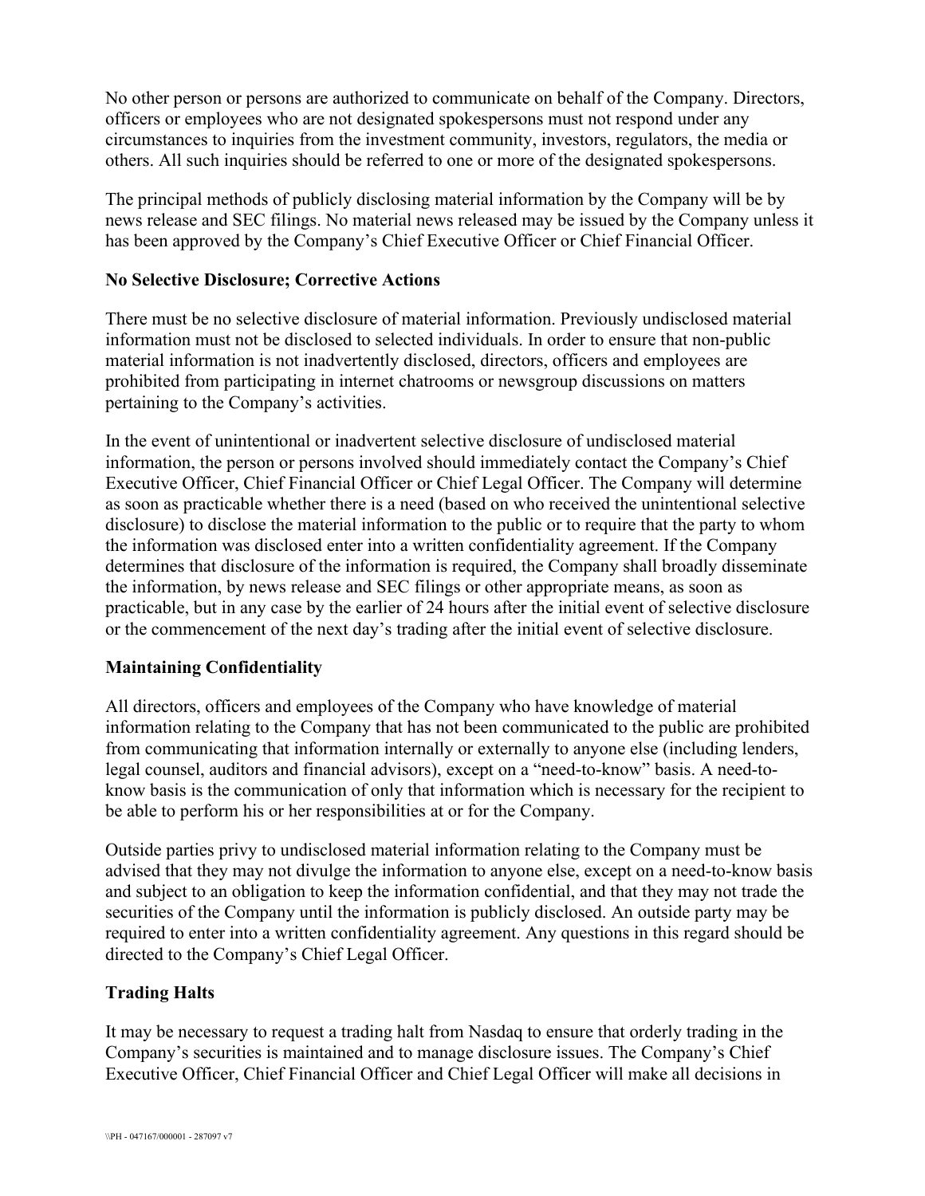No other person or persons are authorized to communicate on behalf of the Company. Directors, officers or employees who are not designated spokespersons must not respond under any circumstances to inquiries from the investment community, investors, regulators, the media or others. All such inquiries should be referred to one or more of the designated spokespersons.

The principal methods of publicly disclosing material information by the Company will be by news release and SEC filings. No material news released may be issued by the Company unless it has been approved by the Company's Chief Executive Officer or Chief Financial Officer.

**No Selective Disclosure; Corrective Actions**

There must be no selective disclosure of material information. Previously undisclosed material information must not be disclosed to selected individuals. In order to ensure that non-public material information is not inadvertently disclosed, directors, officers and employees are prohibited from participating in internet chatrooms or newsgroup discussions on matters pertaining to the Company's activities.

In the event of unintentional or inadvertent selective disclosure of undisclosed material information, the person or persons involved should immediately contact the Company's Chief Executive Officer, Chief Financial Officer or Chief Legal Officer. The Company will determine as soon as practicable whether there is a need (based on who received the unintentional selective disclosure) to disclose the material information to the public or to require that the party to whom the information was disclosed enter into a written confidentiality agreement. If the Company determines that disclosure of the information is required, the Company shall broadly disseminate the information, by news release and SEC filings or other appropriate means, as soon as practicable, but in any case by the earlier of 24 hours after the initial event of selective disclosure or the commencement of the next day's trading after the initial event of selective disclosure.

**Maintaining Confidentiality**

All directors, officers and employees of the Company who have knowledge of material information relating to the Company that has not been communicated to the public are prohibited from communicating that information internally or externally to anyone else (including lenders, legal counsel, auditors and financial advisors), except on a "need-to-know" basis. A need-to-know basis is the communication of only that information which is necessary for the recipient to be able to perform his or her responsibilities at or for the Company.

Outside parties privy to undisclosed material information relating to the Company must be advised that they may not divulge the information to anyone else, except on a need-to-know basis and subject to an obligation to keep the information confidential, and that they may not trade the securities of the Company until the information is publicly disclosed. An outside party may be required to enter into a written confidentiality agreement. Any questions in this regard should be directed to the Company's Chief Legal Officer.

**Trading Halts**

It may be necessary to request a trading halt from Nasdaq to ensure that orderly trading in the Company's securities is maintained and to manage disclosure issues. The Company's Chief Executive Officer, Chief Financial Officer and Chief Legal Officer will make all decisions in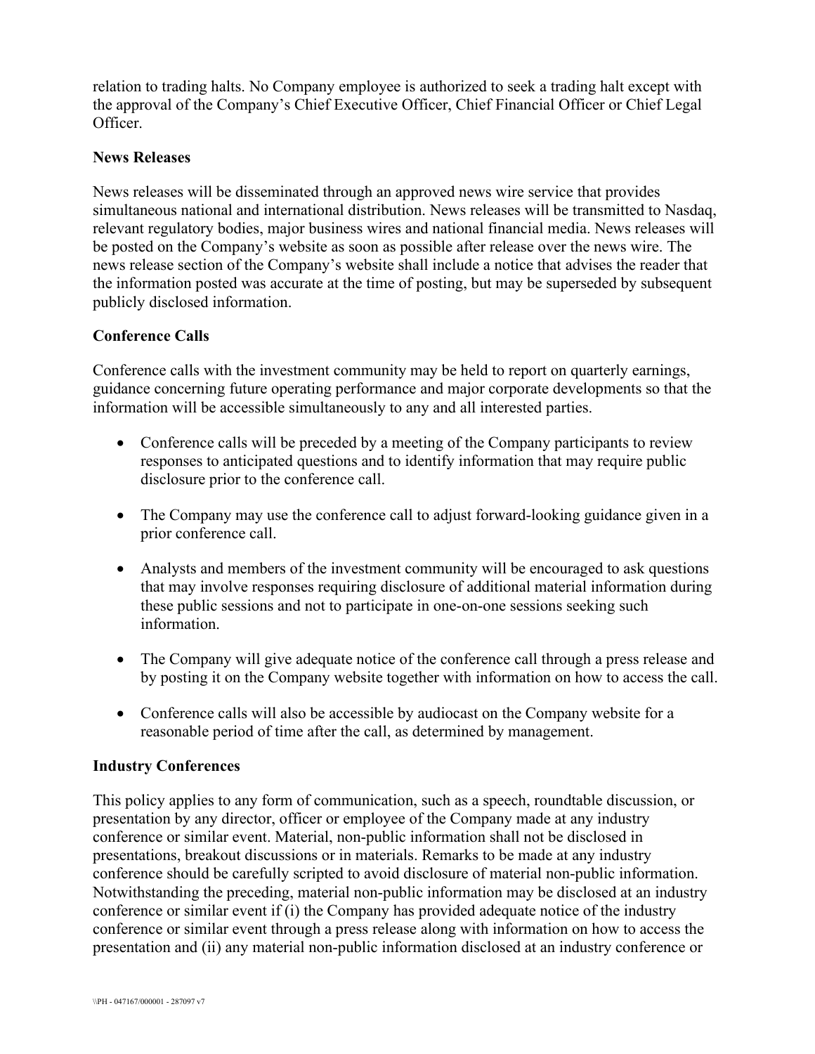relation to trading halts. No Company employee is authorized to seek a trading halt except with the approval of the Company's Chief Executive Officer, Chief Financial Officer or Chief Legal Officer.

**News Releases**

News releases will be disseminated through an approved news wire service that provides simultaneous national and international distribution. News releases will be transmitted to Nasdaq, relevant regulatory bodies, major business wires and national financial media. News releases will be posted on the Company's website as soon as possible after release over the news wire. The news release section of the Company's website shall include a notice that advises the reader that the information posted was accurate at the time of posting, but may be superseded by subsequent publicly disclosed information.

**Conference Calls**

Conference calls with the investment community may be held to report on quarterly earnings, guidance concerning future operating performance and major corporate developments so that the information will be accessible simultaneously to any and all interested parties.

- Conference calls will be preceded by a meeting of the Company participants to review responses to anticipated questions and to identify information that may require public disclosure prior to the conference call.
- The Company may use the conference call to adjust forward-looking guidance given in a prior conference call.
- Analysts and members of the investment community will be encouraged to ask questions that may involve responses requiring disclosure of additional material information during these public sessions and not to participate in one-on-one sessions seeking such information.
- The Company will give adequate notice of the conference call through a press release and by posting it on the Company website together with information on how to access the call.
- Conference calls will also be accessible by audiocast on the Company website for a reasonable period of time after the call, as determined by management.

**Industry Conferences**

This policy applies to any form of communication, such as a speech, roundtable discussion, or presentation by any director, officer or employee of the Company made at any industry conference or similar event. Material, non-public information shall not be disclosed in presentations, breakout discussions or in materials. Remarks to be made at any industry conference should be carefully scripted to avoid disclosure of material non-public information. Notwithstanding the preceding, material non-public information may be disclosed at an industry conference or similar event if (i) the Company has provided adequate notice of the industry conference or similar event through a press release along with information on how to access the presentation and (ii) any material non-public information disclosed at an industry conference or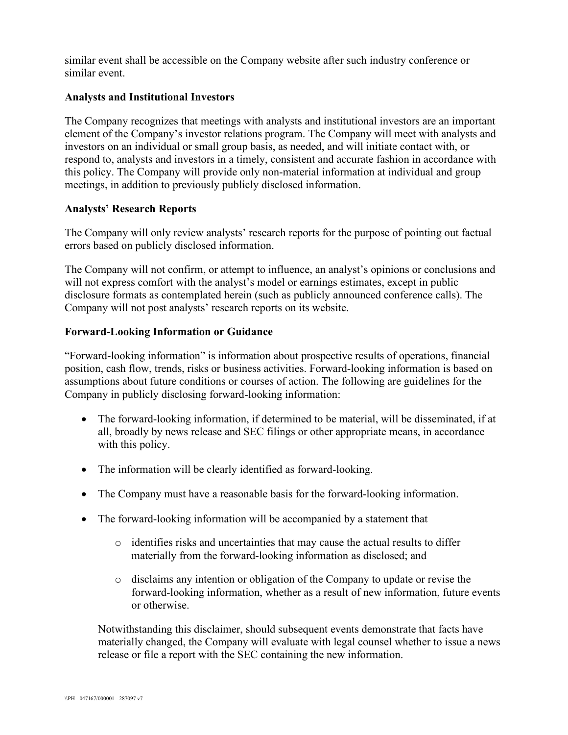similar event shall be accessible on the Company website after such industry conference or similar event.

**Analysts and Institutional Investors**

The Company recognizes that meetings with analysts and institutional investors are an important element of the Company's investor relations program. The Company will meet with analysts and investors on an individual or small group basis, as needed, and will initiate contact with, or respond to, analysts and investors in a timely, consistent and accurate fashion in accordance with this policy. The Company will provide only non-material information at individual and group meetings, in addition to previously publicly disclosed information.

**Analysts' Research Reports**

The Company will only review analysts' research reports for the purpose of pointing out factual errors based on publicly disclosed information.

The Company will not confirm, or attempt to influence, an analyst's opinions or conclusions and will not express comfort with the analyst's model or earnings estimates, except in public disclosure formats as contemplated herein (such as publicly announced conference calls). The Company will not post analysts' research reports on its website.

**Forward-Looking Information or Guidance**

"Forward-looking information" is information about prospective results of operations, financial position, cash flow, trends, risks or business activities. Forward-looking information is based on assumptions about future conditions or courses of action. The following are guidelines for the Company in publicly disclosing forward-looking information:

- The forward-looking information, if determined to be material, will be disseminated, if at all, broadly by news release and SEC filings or other appropriate means, in accordance with this policy.
- The information will be clearly identified as forward-looking.
- The Company must have a reasonable basis for the forward-looking information.
- The forward-looking information will be accompanied by a statement that
  - identifies risks and uncertainties that may cause the actual results to differ materially from the forward-looking information as disclosed; and
  - disclaims any intention or obligation of the Company to update or revise the forward-looking information, whether as a result of new information, future events or otherwise.

  Notwithstanding this disclaimer, should subsequent events demonstrate that facts have materially changed, the Company will evaluate with legal counsel whether to issue a news release or file a report with the SEC containing the new information.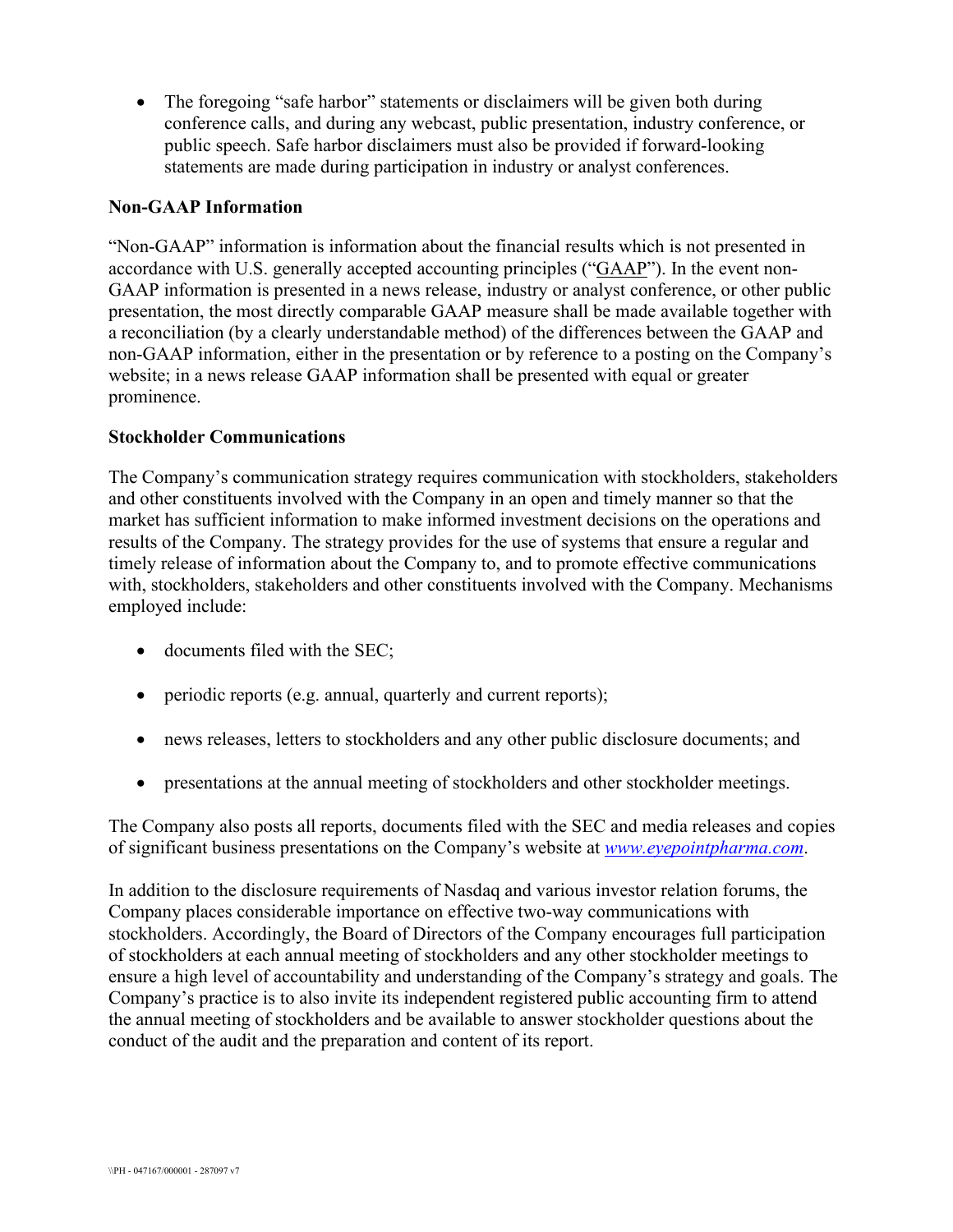- The foregoing "safe harbor" statements or disclaimers will be given both during conference calls, and during any webcast, public presentation, industry conference, or public speech. Safe harbor disclaimers must also be provided if forward-looking statements are made during participation in industry or analyst conferences.

**Non-GAAP Information**

"Non-GAAP" information is information about the financial results which is not presented in accordance with U.S. generally accepted accounting principles ("GAAP"). In the event non-GAAP information is presented in a news release, industry or analyst conference, or other public presentation, the most directly comparable GAAP measure shall be made available together with a reconciliation (by a clearly understandable method) of the differences between the GAAP and non-GAAP information, either in the presentation or by reference to a posting on the Company's website; in a news release GAAP information shall be presented with equal or greater prominence.

**Stockholder Communications**

The Company's communication strategy requires communication with stockholders, stakeholders and other constituents involved with the Company in an open and timely manner so that the market has sufficient information to make informed investment decisions on the operations and results of the Company. The strategy provides for the use of systems that ensure a regular and timely release of information about the Company to, and to promote effective communications with, stockholders, stakeholders and other constituents involved with the Company. Mechanisms employed include:

- documents filed with the SEC;
- periodic reports (e.g. annual, quarterly and current reports);
- news releases, letters to stockholders and any other public disclosure documents; and
- presentations at the annual meeting of stockholders and other stockholder meetings.

The Company also posts all reports, documents filed with the SEC and media releases and copies of significant business presentations on the Company's website at *www.eyepointpharma.com*.

In addition to the disclosure requirements of Nasdaq and various investor relation forums, the Company places considerable importance on effective two-way communications with stockholders. Accordingly, the Board of Directors of the Company encourages full participation of stockholders at each annual meeting of stockholders and any other stockholder meetings to ensure a high level of accountability and understanding of the Company's strategy and goals. The Company's practice is to also invite its independent registered public accounting firm to attend the annual meeting of stockholders and be available to answer stockholder questions about the conduct of the audit and the preparation and content of its report.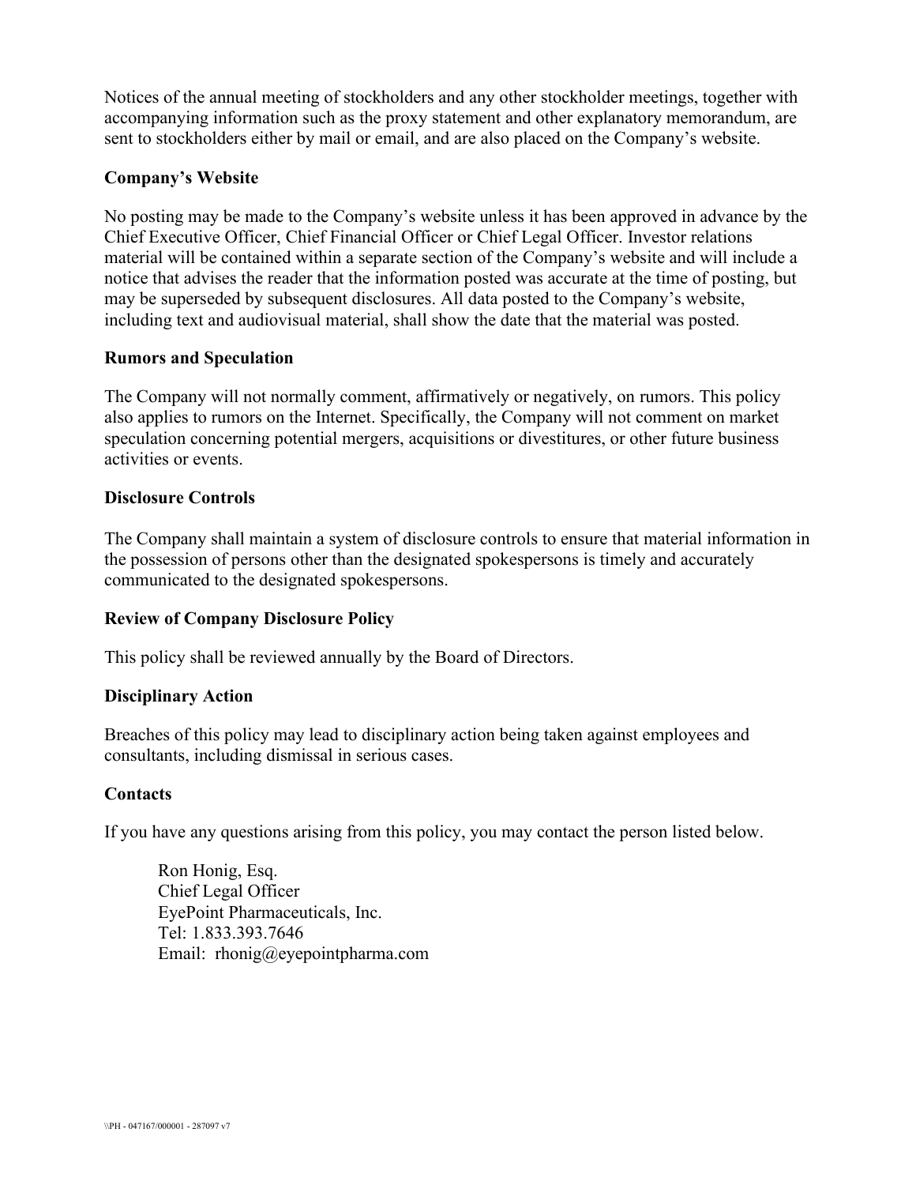Notices of the annual meeting of stockholders and any other stockholder meetings, together with accompanying information such as the proxy statement and other explanatory memorandum, are sent to stockholders either by mail or email, and are also placed on the Company's website.

**Company's Website**

No posting may be made to the Company's website unless it has been approved in advance by the Chief Executive Officer, Chief Financial Officer or Chief Legal Officer. Investor relations material will be contained within a separate section of the Company's website and will include a notice that advises the reader that the information posted was accurate at the time of posting, but may be superseded by subsequent disclosures. All data posted to the Company's website, including text and audiovisual material, shall show the date that the material was posted.

**Rumors and Speculation**

The Company will not normally comment, affirmatively or negatively, on rumors. This policy also applies to rumors on the Internet. Specifically, the Company will not comment on market speculation concerning potential mergers, acquisitions or divestitures, or other future business activities or events.

**Disclosure Controls**

The Company shall maintain a system of disclosure controls to ensure that material information in the possession of persons other than the designated spokespersons is timely and accurately communicated to the designated spokespersons.

**Review of Company Disclosure Policy**

This policy shall be reviewed annually by the Board of Directors.

**Disciplinary Action**

Breaches of this policy may lead to disciplinary action being taken against employees and consultants, including dismissal in serious cases.

**Contacts**

If you have any questions arising from this policy, you may contact the person listed below.

Ron Honig, Esq.
Chief Legal Officer
EyePoint Pharmaceuticals, Inc.
Tel: 1.833.393.7646
Email: rhonig@eyepointpharma.com